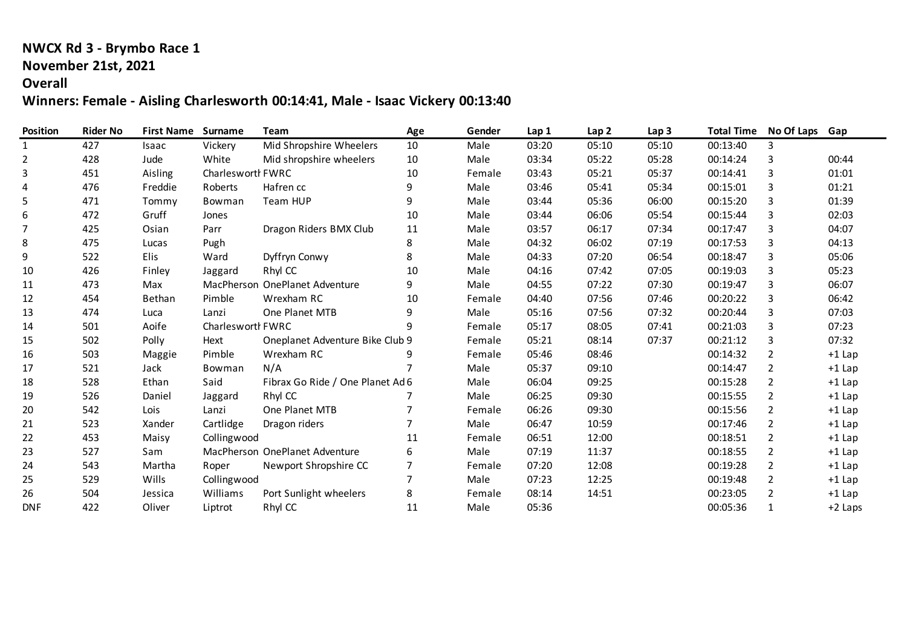**NWCX Rd 3 - Brymbo Race 1**

**November 21st, 2021**

**Overall**

**Winners: Female - Aisling Charlesworth 00:14:41, Male - Isaac Vickery 00:13:40**

| Position | Rider No | First Name | Surname | Team | Age | Gender | Lap 1 | Lap 2 | Lap 3 | Total Time | No Of Laps | Gap |
|---|---|---|---|---|---|---|---|---|---|---|---|---|
| 1 | 427 | Isaac | Vickery | Mid Shropshire Wheelers | 10 | Male | 03:20 | 05:10 | 05:10 | 00:13:40 | 3 | |
| 2 | 428 | Jude | White | Mid shropshire wheelers | 10 | Male | 03:34 | 05:22 | 05:28 | 00:14:24 | 3 | 00:44 |
| 3 | 451 | Aisling | Charlesworth | FWRC | 10 | Female | 03:43 | 05:21 | 05:37 | 00:14:41 | 3 | 01:01 |
| 4 | 476 | Freddie | Roberts | Hafren cc | 9 | Male | 03:46 | 05:41 | 05:34 | 00:15:01 | 3 | 01:21 |
| 5 | 471 | Tommy | Bowman | Team HUP | 9 | Male | 03:44 | 05:36 | 06:00 | 00:15:20 | 3 | 01:39 |
| 6 | 472 | Gruff | Jones | | 10 | Male | 03:44 | 06:06 | 05:54 | 00:15:44 | 3 | 02:03 |
| 7 | 425 | Osian | Parr | Dragon Riders BMX Club | 11 | Male | 03:57 | 06:17 | 07:34 | 00:17:47 | 3 | 04:07 |
| 8 | 475 | Lucas | Pugh | | 8 | Male | 04:32 | 06:02 | 07:19 | 00:17:53 | 3 | 04:13 |
| 9 | 522 | Elis | Ward | Dyffryn Conwy | 8 | Male | 04:33 | 07:20 | 06:54 | 00:18:47 | 3 | 05:06 |
| 10 | 426 | Finley | Jaggard | Rhyl CC | 10 | Male | 04:16 | 07:42 | 07:05 | 00:19:03 | 3 | 05:23 |
| 11 | 473 | Max | MacPherson | OnePlanet Adventure | 9 | Male | 04:55 | 07:22 | 07:30 | 00:19:47 | 3 | 06:07 |
| 12 | 454 | Bethan | Pimble | Wrexham RC | 10 | Female | 04:40 | 07:56 | 07:46 | 00:20:22 | 3 | 06:42 |
| 13 | 474 | Luca | Lanzi | One Planet MTB | 9 | Male | 05:16 | 07:56 | 07:32 | 00:20:44 | 3 | 07:03 |
| 14 | 501 | Aoife | Charlesworth | FWRC | 9 | Female | 05:17 | 08:05 | 07:41 | 00:21:03 | 3 | 07:23 |
| 15 | 502 | Polly | Hext | Oneplanet Adventure Bike Club | 9 | Female | 05:21 | 08:14 | 07:37 | 00:21:12 | 3 | 07:32 |
| 16 | 503 | Maggie | Pimble | Wrexham RC | 9 | Female | 05:46 | 08:46 | | 00:14:32 | 2 | +1 Lap |
| 17 | 521 | Jack | Bowman | N/A | 7 | Male | 05:37 | 09:10 | | 00:14:47 | 2 | +1 Lap |
| 18 | 528 | Ethan | Said | Fibrax Go Ride / One Planet Ad | 6 | Male | 06:04 | 09:25 | | 00:15:28 | 2 | +1 Lap |
| 19 | 526 | Daniel | Jaggard | Rhyl CC | 7 | Male | 06:25 | 09:30 | | 00:15:55 | 2 | +1 Lap |
| 20 | 542 | Lois | Lanzi | One Planet MTB | 7 | Female | 06:26 | 09:30 | | 00:15:56 | 2 | +1 Lap |
| 21 | 523 | Xander | Cartlidge | Dragon riders | 7 | Male | 06:47 | 10:59 | | 00:17:46 | 2 | +1 Lap |
| 22 | 453 | Maisy | Collingwood | | 11 | Female | 06:51 | 12:00 | | 00:18:51 | 2 | +1 Lap |
| 23 | 527 | Sam | MacPherson | OnePlanet Adventure | 6 | Male | 07:19 | 11:37 | | 00:18:55 | 2 | +1 Lap |
| 24 | 543 | Martha | Roper | Newport Shropshire CC | 7 | Female | 07:20 | 12:08 | | 00:19:28 | 2 | +1 Lap |
| 25 | 529 | Wills | Collingwood | | 7 | Male | 07:23 | 12:25 | | 00:19:48 | 2 | +1 Lap |
| 26 | 504 | Jessica | Williams | Port Sunlight wheelers | 8 | Female | 08:14 | 14:51 | | 00:23:05 | 2 | +1 Lap |
| DNF | 422 | Oliver | Liptrot | Rhyl CC | 11 | Male | 05:36 | | | 00:05:36 | 1 | +2 Laps |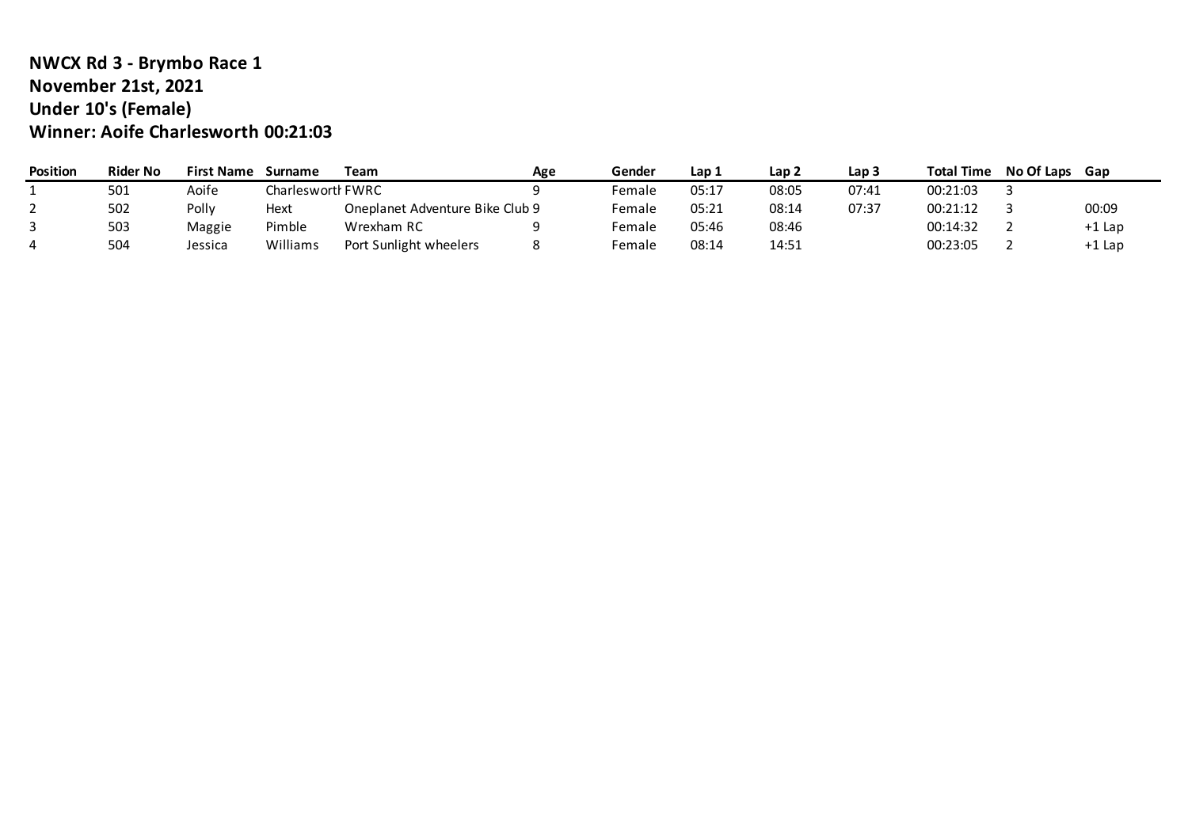**NWCX Rd 3 - Brymbo Race 1**
**November 21st, 2021**
**Under 10's (Female)**
**Winner: Aoife Charlesworth 00:21:03**

| Position | Rider No | First Name | Surname | Team | Age | Gender | Lap 1 | Lap 2 | Lap 3 | Total Time | No Of Laps | Gap |
|---|---|---|---|---|---|---|---|---|---|---|---|---|
| 1 | 501 | Aoife | Charlesworth | FWRC | 9 | Female | 05:17 | 08:05 | 07:41 | 00:21:03 | 3 | |
| 2 | 502 | Polly | Hext | Oneplanet Adventure Bike Club | 9 | Female | 05:21 | 08:14 | 07:37 | 00:21:12 | 3 | 00:09 |
| 3 | 503 | Maggie | Pimble | Wrexham RC | 9 | Female | 05:46 | 08:46 | | 00:14:32 | 2 | +1 Lap |
| 4 | 504 | Jessica | Williams | Port Sunlight wheelers | 8 | Female | 08:14 | 14:51 | | 00:23:05 | 2 | +1 Lap |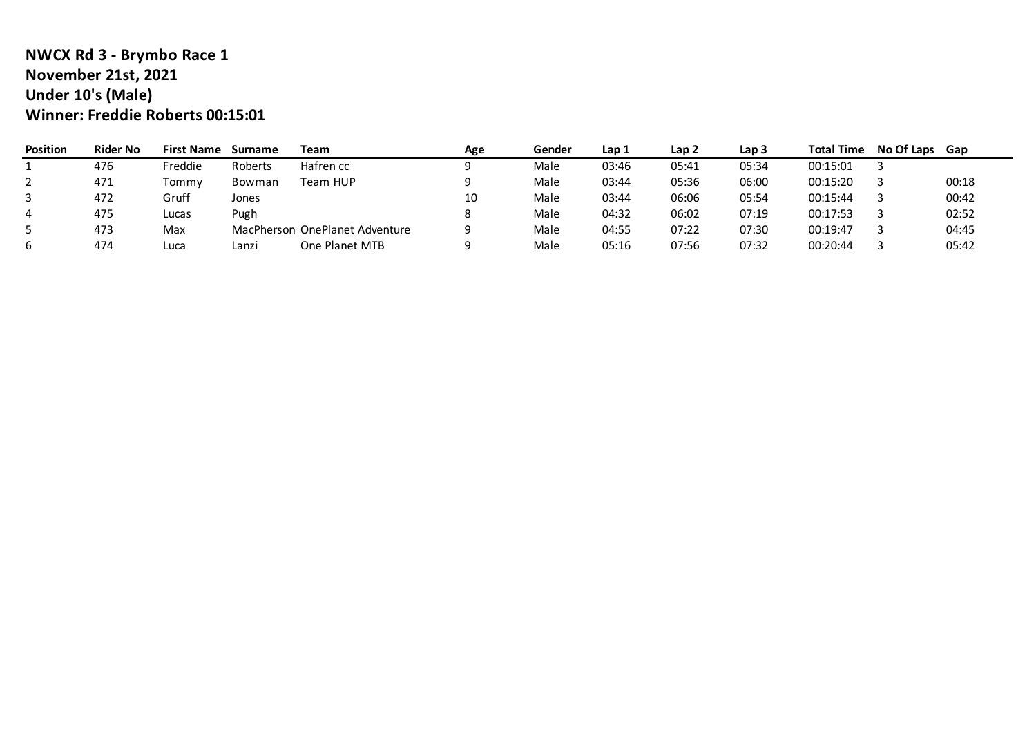**NWCX Rd 3 - Brymbo Race 1**
**November 21st, 2021**
**Under 10's (Male)**
**Winner: Freddie Roberts 00:15:01**

| Position | Rider No | First Name | Surname | Team | Age | Gender | Lap 1 | Lap 2 | Lap 3 | Total Time | No Of Laps | Gap |
|---|---|---|---|---|---|---|---|---|---|---|---|---|
| 1 | 476 | Freddie | Roberts | Hafren cc | 9 | Male | 03:46 | 05:41 | 05:34 | 00:15:01 | 3 | |
| 2 | 471 | Tommy | Bowman | Team HUP | 9 | Male | 03:44 | 05:36 | 06:00 | 00:15:20 | 3 | 00:18 |
| 3 | 472 | Gruff | Jones | | 10 | Male | 03:44 | 06:06 | 05:54 | 00:15:44 | 3 | 00:42 |
| 4 | 475 | Lucas | Pugh | | 8 | Male | 04:32 | 06:02 | 07:19 | 00:17:53 | 3 | 02:52 |
| 5 | 473 | Max | MacPherson | OnePlanet Adventure | 9 | Male | 04:55 | 07:22 | 07:30 | 00:19:47 | 3 | 04:45 |
| 6 | 474 | Luca | Lanzi | One Planet MTB | 9 | Male | 05:16 | 07:56 | 07:32 | 00:20:44 | 3 | 05:42 |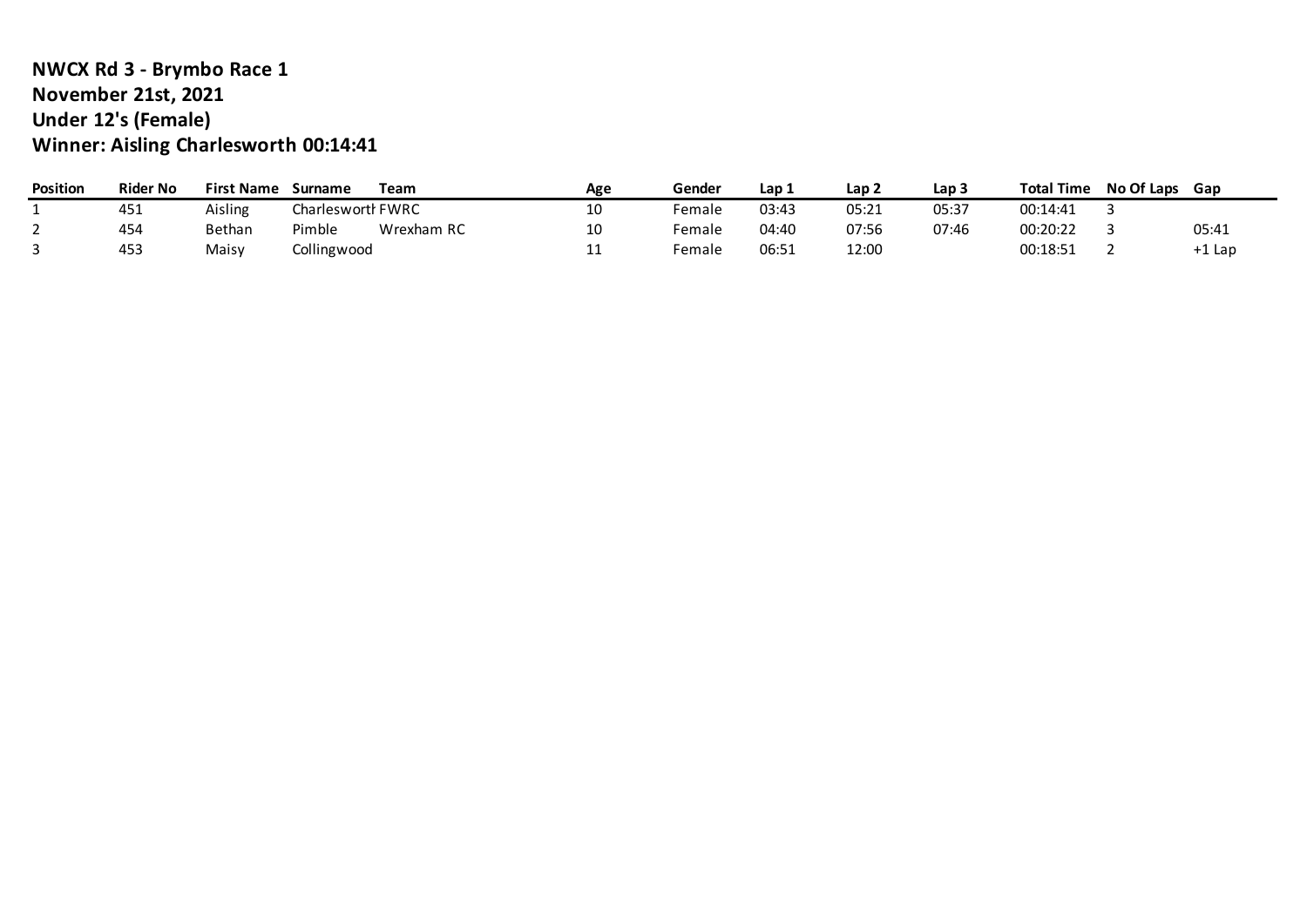**NWCX Rd 3 - Brymbo Race 1**
**November 21st, 2021**
**Under 12's (Female)**
**Winner: Aisling Charlesworth 00:14:41**

| Position | Rider No | First Name | Surname | Team | Age | Gender | Lap 1 | Lap 2 | Lap 3 | Total Time | No Of Laps | Gap |
|---|---|---|---|---|---|---|---|---|---|---|---|---|
| 1 | 451 | Aisling | Charlesworth | FWRC | 10 | Female | 03:43 | 05:21 | 05:37 | 00:14:41 | 3 | |
| 2 | 454 | Bethan | Pimble | Wrexham RC | 10 | Female | 04:40 | 07:56 | 07:46 | 00:20:22 | 3 | 05:41 |
| 3 | 453 | Maisy | Collingwood | | 11 | Female | 06:51 | 12:00 | | 00:18:51 | 2 | +1 Lap |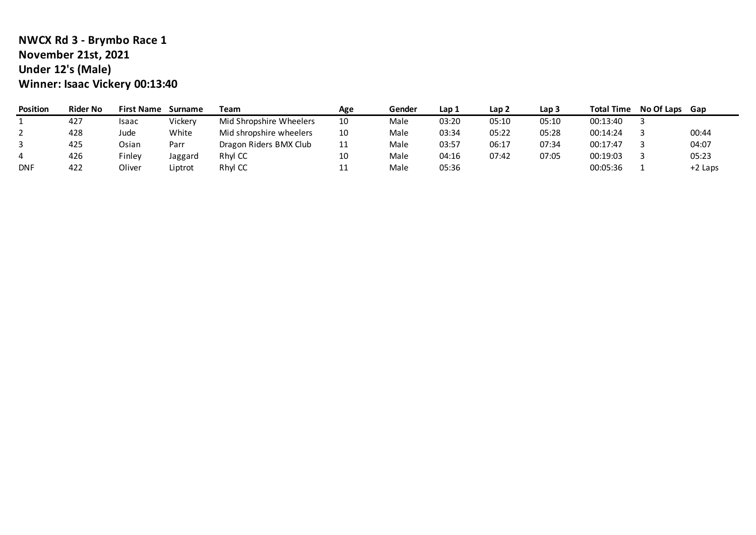**NWCX Rd 3 - Brymbo Race 1**
**November 21st, 2021**
**Under 12's (Male)**
**Winner: Isaac Vickery 00:13:40**

| Position | Rider No | First Name | Surname | Team | Age | Gender | Lap 1 | Lap 2 | Lap 3 | Total Time | No Of Laps | Gap |
|---|---|---|---|---|---|---|---|---|---|---|---|---|
| 1 | 427 | Isaac | Vickery | Mid Shropshire Wheelers | 10 | Male | 03:20 | 05:10 | 05:10 | 00:13:40 | 3 | |
| 2 | 428 | Jude | White | Mid shropshire wheelers | 10 | Male | 03:34 | 05:22 | 05:28 | 00:14:24 | 3 | 00:44 |
| 3 | 425 | Osian | Parr | Dragon Riders BMX Club | 11 | Male | 03:57 | 06:17 | 07:34 | 00:17:47 | 3 | 04:07 |
| 4 | 426 | Finley | Jaggard | Rhyl CC | 10 | Male | 04:16 | 07:42 | 07:05 | 00:19:03 | 3 | 05:23 |
| DNF | 422 | Oliver | Liptrot | Rhyl CC | 11 | Male | 05:36 | | | 00:05:36 | 1 | +2 Laps |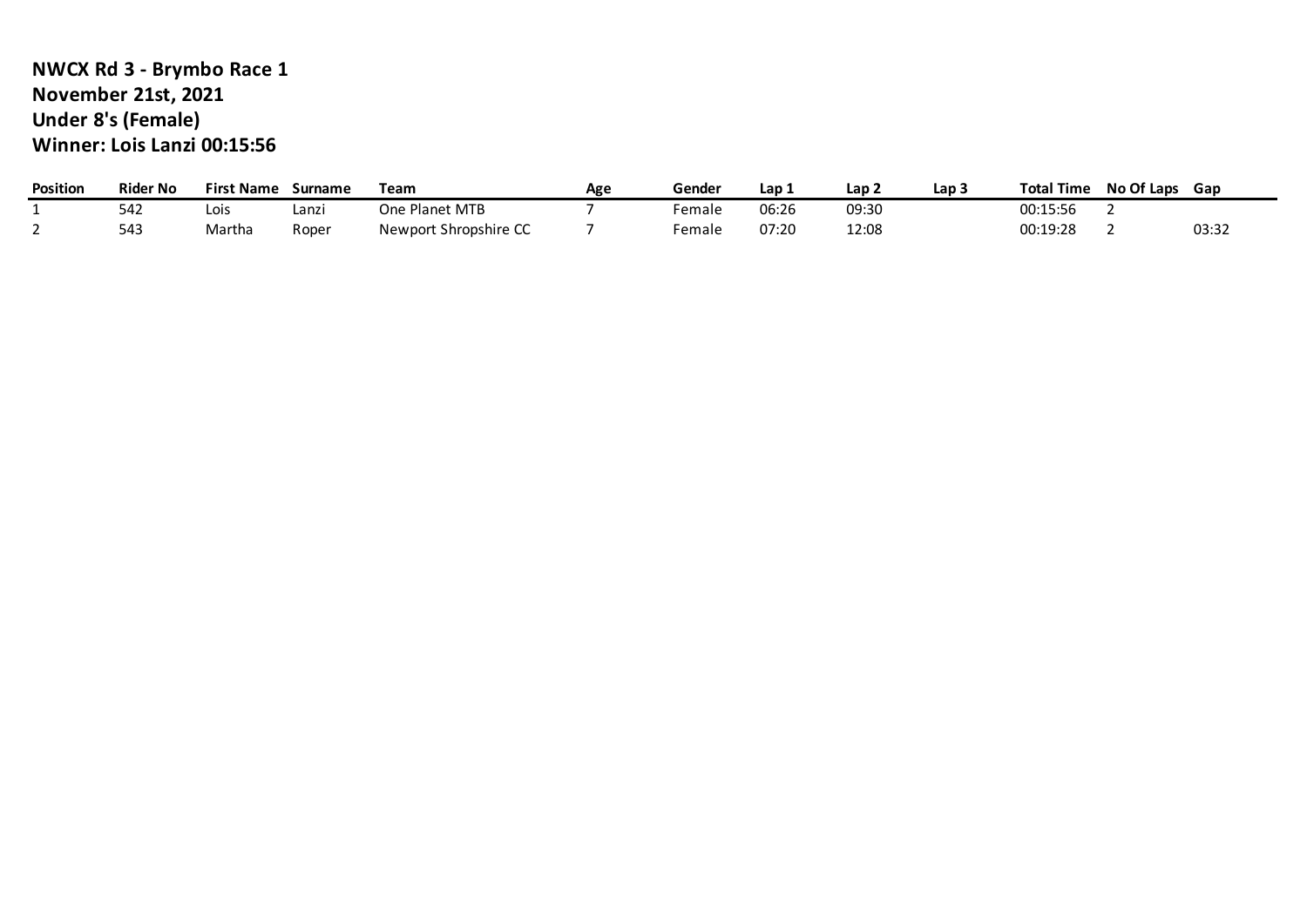**NWCX Rd 3 - Brymbo Race 1**
**November 21st, 2021**
**Under 8's (Female)**
**Winner: Lois Lanzi 00:15:56**

| Position | Rider No | First Name | Surname | Team | Age | Gender | Lap 1 | Lap 2 | Lap 3 | Total Time | No Of Laps | Gap |
|---|---|---|---|---|---|---|---|---|---|---|---|---|
| 1 | 542 | Lois | Lanzi | One Planet MTB | 7 | Female | 06:26 | 09:30 | | 00:15:56 | 2 | |
| 2 | 543 | Martha | Roper | Newport Shropshire CC | 7 | Female | 07:20 | 12:08 | | 00:19:28 | 2 | 03:32 |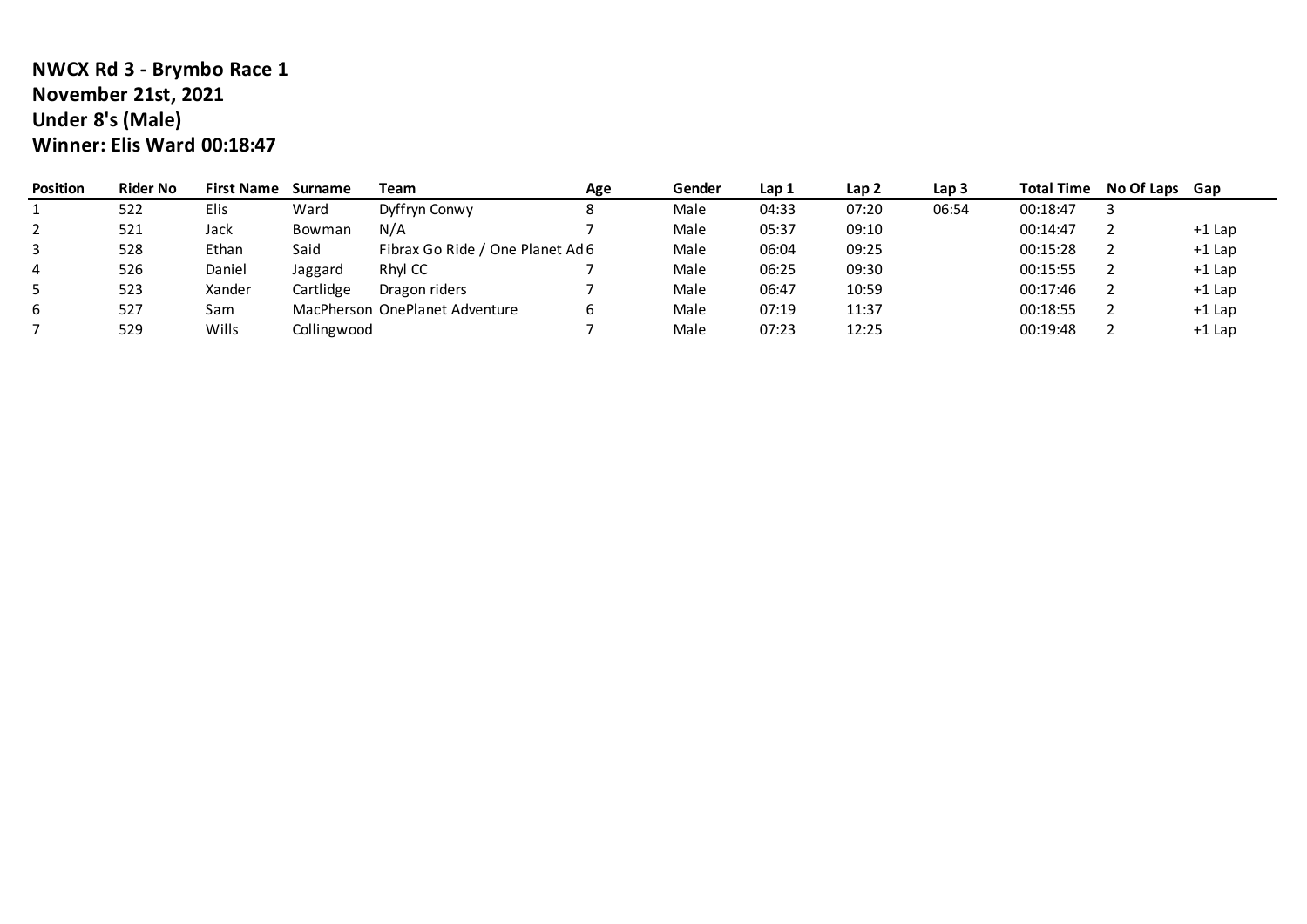**NWCX Rd 3 - Brymbo Race 1**
**November 21st, 2021**
**Under 8's (Male)**
**Winner: Elis Ward 00:18:47**

| Position | Rider No | First Name | Surname | Team | Age | Gender | Lap 1 | Lap 2 | Lap 3 | Total Time | No Of Laps | Gap |
|---|---|---|---|---|---|---|---|---|---|---|---|---|
| 1 | 522 | Elis | Ward | Dyffryn Conwy | 8 | Male | 04:33 | 07:20 | 06:54 | 00:18:47 | 3 | |
| 2 | 521 | Jack | Bowman | N/A | 7 | Male | 05:37 | 09:10 | | 00:14:47 | 2 | +1 Lap |
| 3 | 528 | Ethan | Said | Fibrax Go Ride / One Planet Ad | 6 | Male | 06:04 | 09:25 | | 00:15:28 | 2 | +1 Lap |
| 4 | 526 | Daniel | Jaggard | Rhyl CC | 7 | Male | 06:25 | 09:30 | | 00:15:55 | 2 | +1 Lap |
| 5 | 523 | Xander | Cartlidge | Dragon riders | 7 | Male | 06:47 | 10:59 | | 00:17:46 | 2 | +1 Lap |
| 6 | 527 | Sam | MacPherson | OnePlanet Adventure | 6 | Male | 07:19 | 11:37 | | 00:18:55 | 2 | +1 Lap |
| 7 | 529 | Wills | Collingwood | | 7 | Male | 07:23 | 12:25 | | 00:19:48 | 2 | +1 Lap |